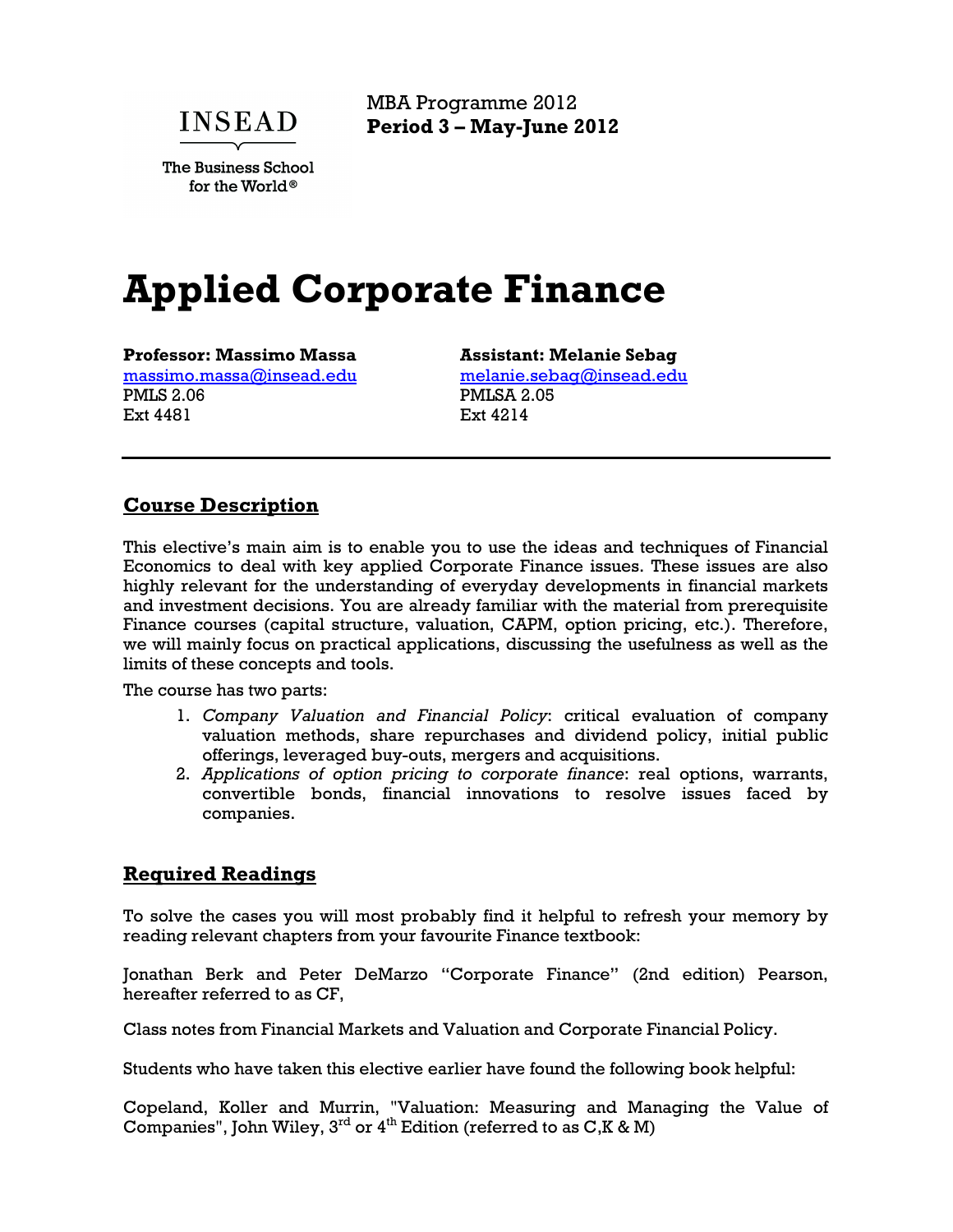INSEAD

The Business School for the World®

MBA Programme 2012
**Period 3 – May-June 2012**

# Applied Corporate Finance

**Professor: Massimo Massa**
massimo.massa@insead.edu
PMLS 2.06
Ext 4481

**Assistant: Melanie Sebag**
melanie.sebag@insead.edu
PMLSA 2.05
Ext 4214

---

## Course Description

This elective's main aim is to enable you to use the ideas and techniques of Financial Economics to deal with key applied Corporate Finance issues. These issues are also highly relevant for the understanding of everyday developments in financial markets and investment decisions. You are already familiar with the material from prerequisite Finance courses (capital structure, valuation, CAPM, option pricing, etc.). Therefore, we will mainly focus on practical applications, discussing the usefulness as well as the limits of these concepts and tools.

The course has two parts:

1. *Company Valuation and Financial Policy*: critical evaluation of company valuation methods, share repurchases and dividend policy, initial public offerings, leveraged buy-outs, mergers and acquisitions.
2. *Applications of option pricing to corporate finance*: real options, warrants, convertible bonds, financial innovations to resolve issues faced by companies.

## Required Readings

To solve the cases you will most probably find it helpful to refresh your memory by reading relevant chapters from your favourite Finance textbook:

Jonathan Berk and Peter DeMarzo "Corporate Finance" (2nd edition) Pearson, hereafter referred to as CF,

Class notes from Financial Markets and Valuation and Corporate Financial Policy.

Students who have taken this elective earlier have found the following book helpful:

Copeland, Koller and Murrin, "Valuation: Measuring and Managing the Value of Companies", John Wiley, 3rd or 4th Edition (referred to as C,K & M)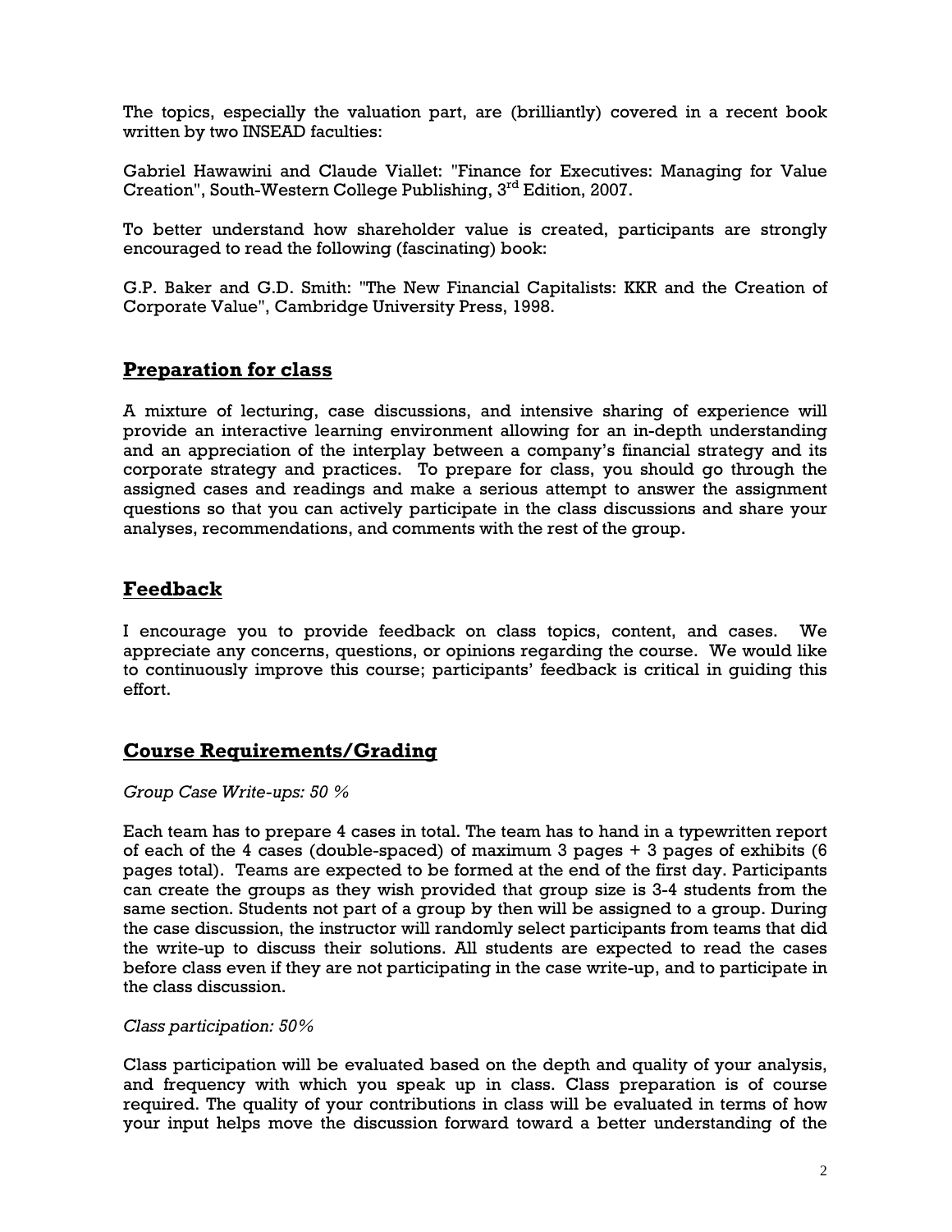The topics, especially the valuation part, are (brilliantly) covered in a recent book written by two INSEAD faculties:

Gabriel Hawawini and Claude Viallet: "Finance for Executives: Managing for Value Creation", South-Western College Publishing, 3rd Edition, 2007.

To better understand how shareholder value is created, participants are strongly encouraged to read the following (fascinating) book:

G.P. Baker and G.D. Smith: "The New Financial Capitalists: KKR and the Creation of Corporate Value", Cambridge University Press, 1998.

## Preparation for class

A mixture of lecturing, case discussions, and intensive sharing of experience will provide an interactive learning environment allowing for an in-depth understanding and an appreciation of the interplay between a company's financial strategy and its corporate strategy and practices. To prepare for class, you should go through the assigned cases and readings and make a serious attempt to answer the assignment questions so that you can actively participate in the class discussions and share your analyses, recommendations, and comments with the rest of the group.

## Feedback

I encourage you to provide feedback on class topics, content, and cases. We appreciate any concerns, questions, or opinions regarding the course. We would like to continuously improve this course; participants' feedback is critical in guiding this effort.

## Course Requirements/Grading

*Group Case Write-ups: 50 %*

Each team has to prepare 4 cases in total. The team has to hand in a typewritten report of each of the 4 cases (double-spaced) of maximum 3 pages + 3 pages of exhibits (6 pages total). Teams are expected to be formed at the end of the first day. Participants can create the groups as they wish provided that group size is 3-4 students from the same section. Students not part of a group by then will be assigned to a group. During the case discussion, the instructor will randomly select participants from teams that did the write-up to discuss their solutions. All students are expected to read the cases before class even if they are not participating in the case write-up, and to participate in the class discussion.

*Class participation: 50%*

Class participation will be evaluated based on the depth and quality of your analysis, and frequency with which you speak up in class. Class preparation is of course required. The quality of your contributions in class will be evaluated in terms of how your input helps move the discussion forward toward a better understanding of the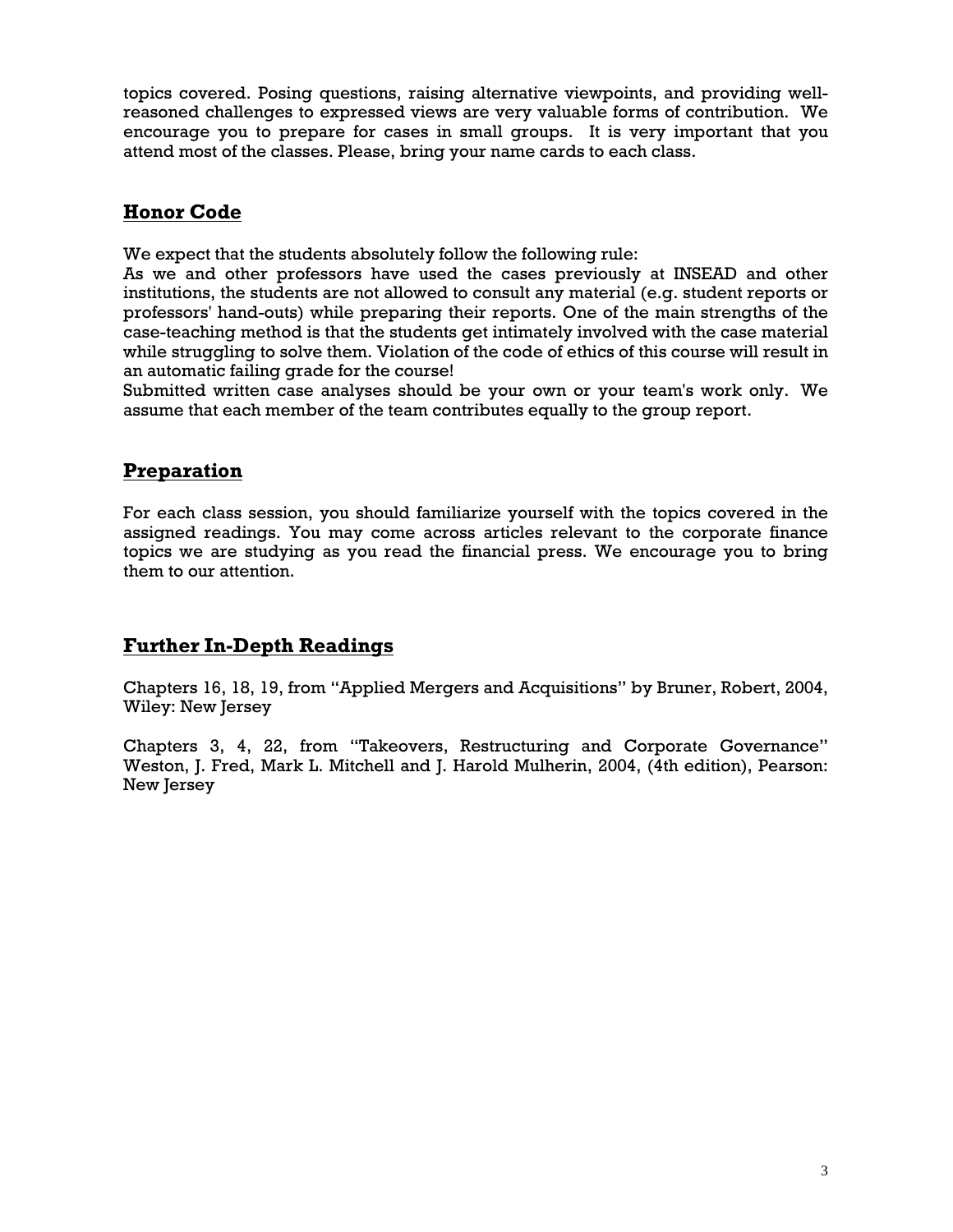topics covered. Posing questions, raising alternative viewpoints, and providing well-reasoned challenges to expressed views are very valuable forms of contribution. We encourage you to prepare for cases in small groups. It is very important that you attend most of the classes. Please, bring your name cards to each class.

## Honor Code

We expect that the students absolutely follow the following rule:

As we and other professors have used the cases previously at INSEAD and other institutions, the students are not allowed to consult any material (e.g. student reports or professors' hand-outs) while preparing their reports. One of the main strengths of the case-teaching method is that the students get intimately involved with the case material while struggling to solve them. Violation of the code of ethics of this course will result in an automatic failing grade for the course!

Submitted written case analyses should be your own or your team's work only. We assume that each member of the team contributes equally to the group report.

## Preparation

For each class session, you should familiarize yourself with the topics covered in the assigned readings. You may come across articles relevant to the corporate finance topics we are studying as you read the financial press. We encourage you to bring them to our attention.

## Further In-Depth Readings

Chapters 16, 18, 19, from "Applied Mergers and Acquisitions" by Bruner, Robert, 2004, Wiley: New Jersey

Chapters 3, 4, 22, from "Takeovers, Restructuring and Corporate Governance" Weston, J. Fred, Mark L. Mitchell and J. Harold Mulherin, 2004, (4th edition), Pearson: New Jersey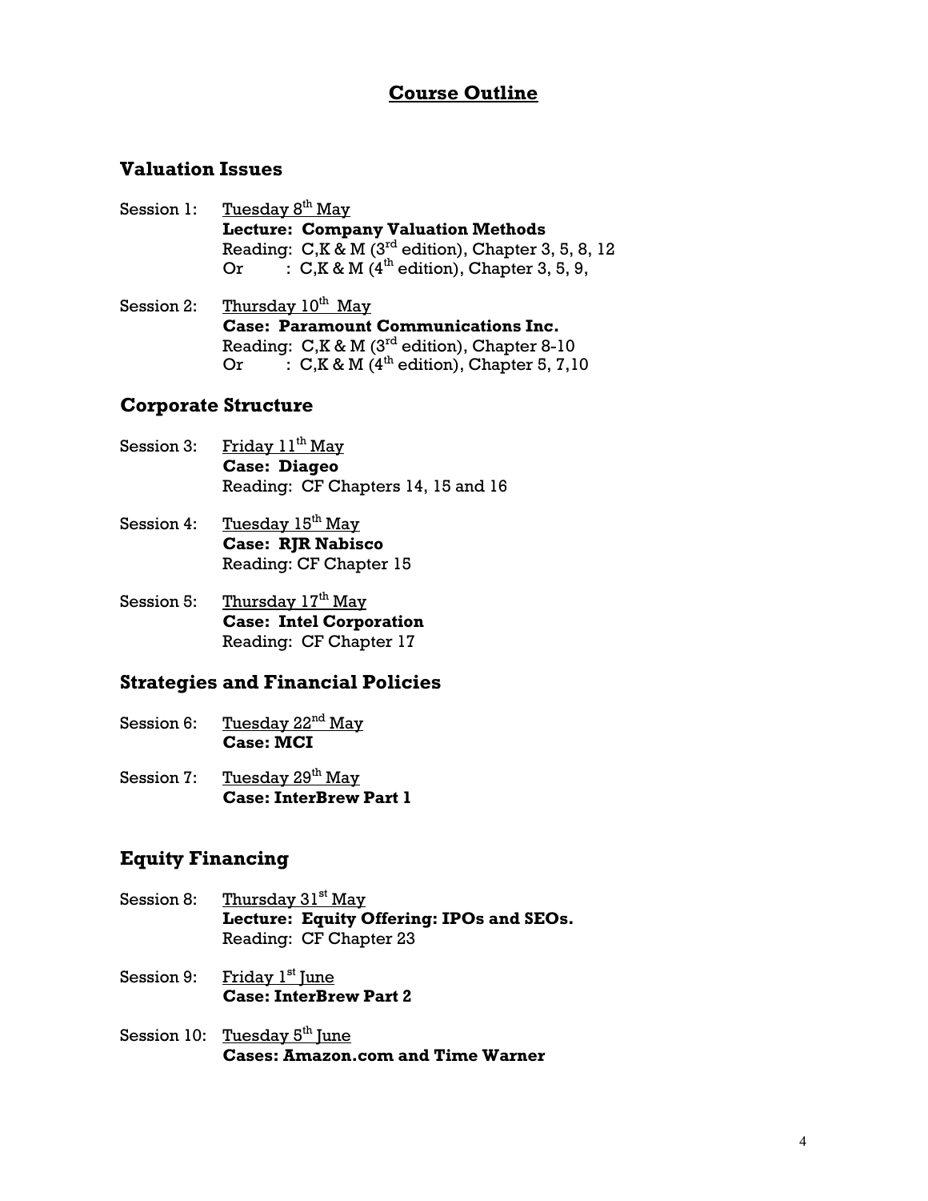# Course Outline

## Valuation Issues

Session 1: Tuesday 8th May
**Lecture: Company Valuation Methods**
Reading: C,K & M (3rd edition), Chapter 3, 5, 8, 12
Or : C,K & M (4th edition), Chapter 3, 5, 9,

Session 2: Thursday 10th May
**Case: Paramount Communications Inc.**
Reading: C,K & M (3rd edition), Chapter 8-10
Or : C,K & M (4th edition), Chapter 5, 7,10

## Corporate Structure

Session 3: Friday 11th May
**Case: Diageo**
Reading: CF Chapters 14, 15 and 16

Session 4: Tuesday 15th May
**Case: RJR Nabisco**
Reading: CF Chapter 15

Session 5: Thursday 17th May
**Case: Intel Corporation**
Reading: CF Chapter 17

## Strategies and Financial Policies

Session 6: Tuesday 22nd May
**Case: MCI**

Session 7: Tuesday 29th May
**Case: InterBrew Part 1**

## Equity Financing

Session 8: Thursday 31st May
**Lecture: Equity Offering: IPOs and SEOs.**
Reading: CF Chapter 23

Session 9: Friday 1st June
**Case: InterBrew Part 2**

Session 10: Tuesday 5th June
**Cases: Amazon.com and Time Warner**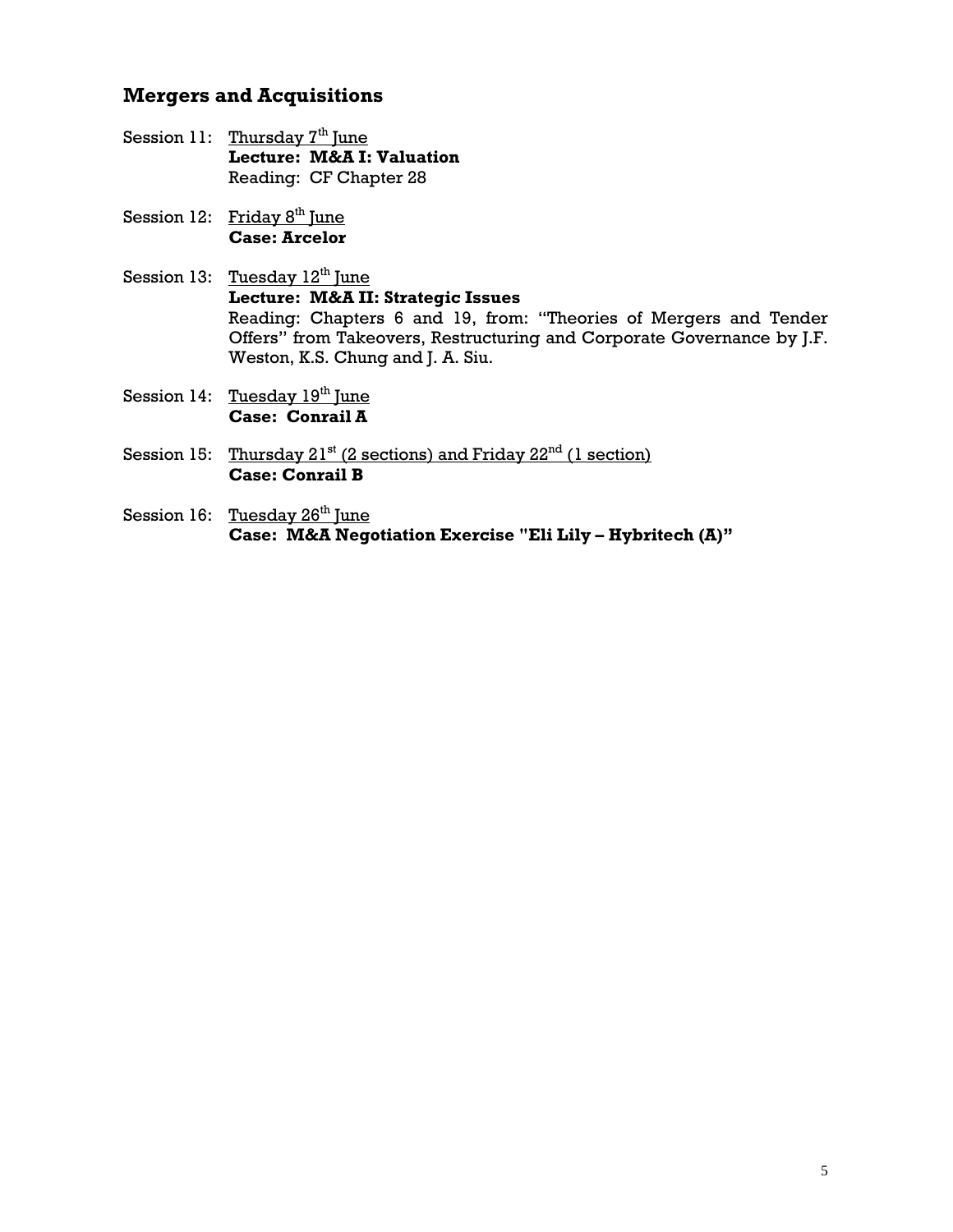## Mergers and Acquisitions

Session 11: Thursday 7th June
**Lecture: M&A I: Valuation**
Reading: CF Chapter 28

Session 12: Friday 8th June
**Case: Arcelor**

Session 13: Tuesday 12th June
**Lecture: M&A II: Strategic Issues**
Reading: Chapters 6 and 19, from: "Theories of Mergers and Tender Offers" from Takeovers, Restructuring and Corporate Governance by J.F. Weston, K.S. Chung and J. A. Siu.

Session 14: Tuesday 19th June
**Case: Conrail A**

Session 15: Thursday 21st (2 sections) and Friday 22nd (1 section)
**Case: Conrail B**

Session 16: Tuesday 26th June
**Case: M&A Negotiation Exercise "Eli Lily – Hybritech (A)"**